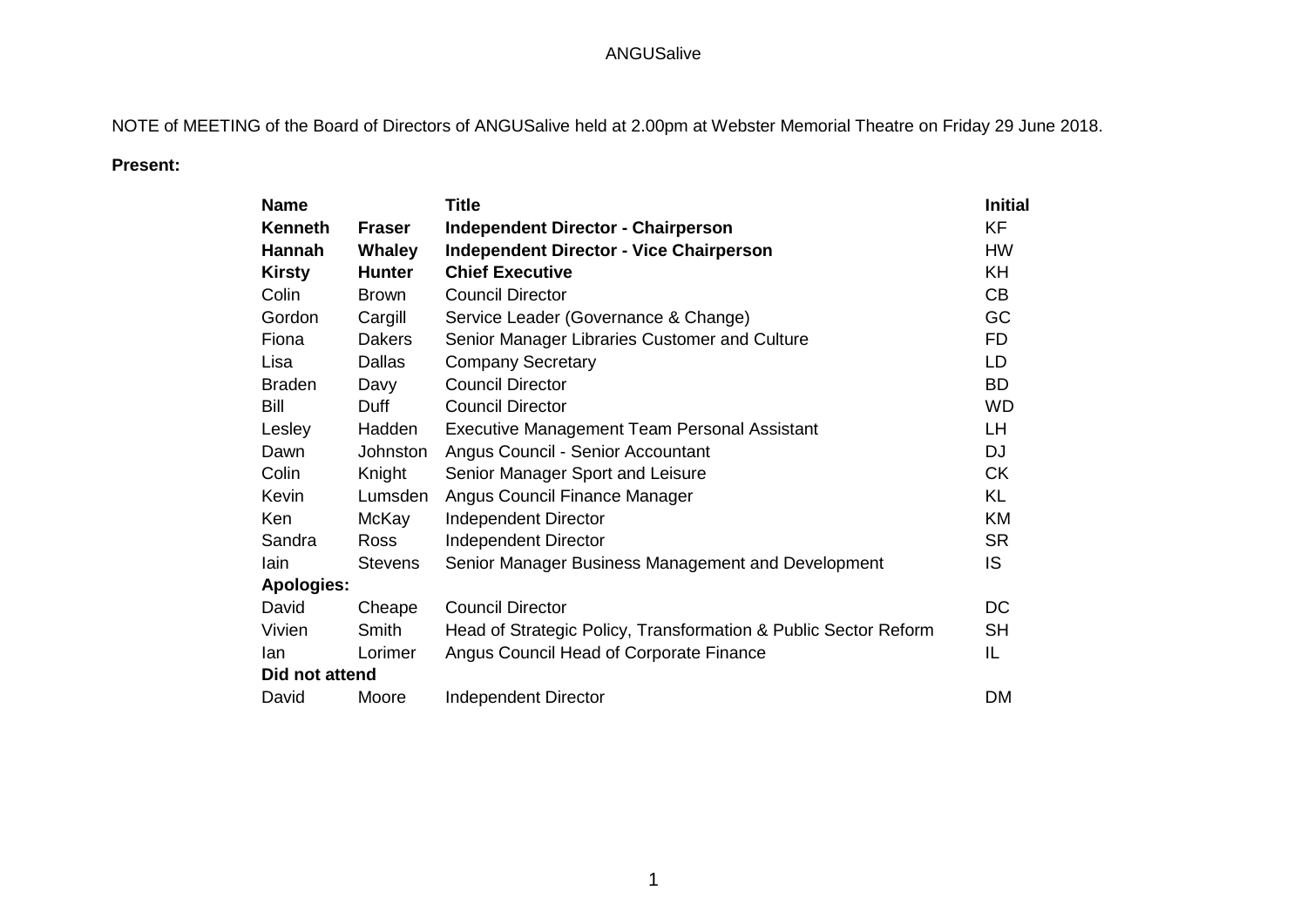ANGUSalive

NOTE of MEETING of the Board of Directors of ANGUSalive held at 2.00pm at Webster Memorial Theatre on Friday 29 June 2018.

**Present:**

| Name | | Title | Initial |
|---|---|---|---|
| **Kenneth** | **Fraser** | **Independent Director - Chairperson** | KF |
| **Hannah** | **Whaley** | **Independent Director - Vice Chairperson** | HW |
| **Kirsty** | **Hunter** | **Chief Executive** | KH |
| Colin | Brown | Council Director | CB |
| Gordon | Cargill | Service Leader (Governance & Change) | GC |
| Fiona | Dakers | Senior Manager Libraries Customer and Culture | FD |
| Lisa | Dallas | Company Secretary | LD |
| Braden | Davy | Council Director | BD |
| Bill | Duff | Council Director | WD |
| Lesley | Hadden | Executive Management Team Personal Assistant | LH |
| Dawn | Johnston | Angus Council - Senior Accountant | DJ |
| Colin | Knight | Senior Manager Sport and Leisure | CK |
| Kevin | Lumsden | Angus Council Finance Manager | KL |
| Ken | McKay | Independent Director | KM |
| Sandra | Ross | Independent Director | SR |
| Iain | Stevens | Senior Manager Business Management and Development | IS |
| **Apologies:** | | | |
| David | Cheape | Council Director | DC |
| Vivien | Smith | Head of Strategic Policy, Transformation & Public Sector Reform | SH |
| Ian | Lorimer | Angus Council Head of Corporate Finance | IL |
| **Did not attend** | | | |
| David | Moore | Independent Director | DM |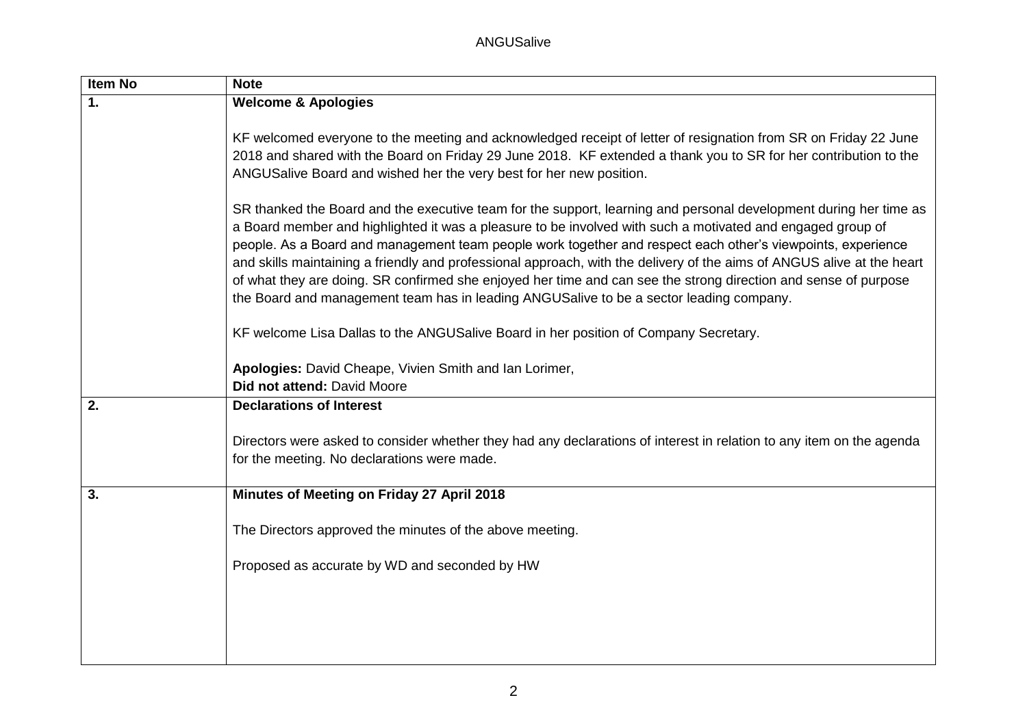| Item No | Note |
|---|---|
| **1.** | **Welcome & Apologies**<br><br>KF welcomed everyone to the meeting and acknowledged receipt of letter of resignation from SR on Friday 22 June 2018 and shared with the Board on Friday 29 June 2018. KF extended a thank you to SR for her contribution to the ANGUSalive Board and wished her the very best for her new position.<br><br>SR thanked the Board and the executive team for the support, learning and personal development during her time as a Board member and highlighted it was a pleasure to be involved with such a motivated and engaged group of people. As a Board and management team people work together and respect each other's viewpoints, experience and skills maintaining a friendly and professional approach, with the delivery of the aims of ANGUS alive at the heart of what they are doing. SR confirmed she enjoyed her time and can see the strong direction and sense of purpose the Board and management team has in leading ANGUSalive to be a sector leading company.<br><br>KF welcome Lisa Dallas to the ANGUSalive Board in her position of Company Secretary.<br><br>**Apologies:** David Cheape, Vivien Smith and Ian Lorimer,<br>**Did not attend:** David Moore |
| **2.** | **Declarations of Interest**<br><br>Directors were asked to consider whether they had any declarations of interest in relation to any item on the agenda for the meeting. No declarations were made. |
| **3.** | **Minutes of Meeting on Friday 27 April 2018**<br><br>The Directors approved the minutes of the above meeting.<br><br>Proposed as accurate by WD and seconded by HW |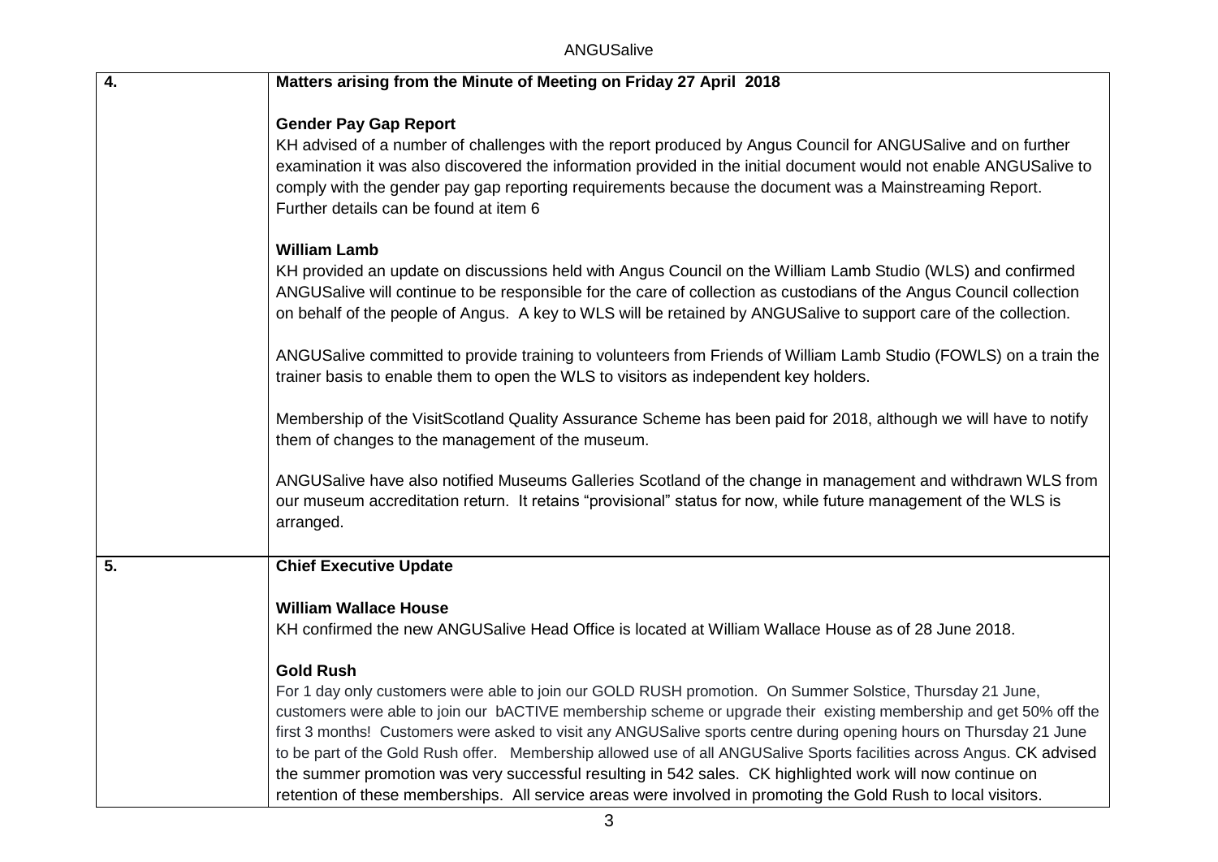| | |
|---|---|
| **4.** | **Matters arising from the Minute of Meeting on Friday 27 April 2018**<br><br>**Gender Pay Gap Report**<br>KH advised of a number of challenges with the report produced by Angus Council for ANGUSalive and on further examination it was also discovered the information provided in the initial document would not enable ANGUSalive to comply with the gender pay gap reporting requirements because the document was a Mainstreaming Report. Further details can be found at item 6<br><br>**William Lamb**<br>KH provided an update on discussions held with Angus Council on the William Lamb Studio (WLS) and confirmed ANGUSalive will continue to be responsible for the care of collection as custodians of the Angus Council collection on behalf of the people of Angus. A key to WLS will be retained by ANGUSalive to support care of the collection.<br><br>ANGUSalive committed to provide training to volunteers from Friends of William Lamb Studio (FOWLS) on a train the trainer basis to enable them to open the WLS to visitors as independent key holders.<br><br>Membership of the VisitScotland Quality Assurance Scheme has been paid for 2018, although we will have to notify them of changes to the management of the museum.<br><br>ANGUSalive have also notified Museums Galleries Scotland of the change in management and withdrawn WLS from our museum accreditation return. It retains "provisional" status for now, while future management of the WLS is arranged. |
| **5.** | **Chief Executive Update**<br><br>**William Wallace House**<br>KH confirmed the new ANGUSalive Head Office is located at William Wallace House as of 28 June 2018.<br><br>**Gold Rush**<br>For 1 day only customers were able to join our GOLD RUSH promotion. On Summer Solstice, Thursday 21 June, customers were able to join our bACTIVE membership scheme or upgrade their existing membership and get 50% off the first 3 months! Customers were asked to visit any ANGUSalive sports centre during opening hours on Thursday 21 June to be part of the Gold Rush offer. Membership allowed use of all ANGUSalive Sports facilities across Angus. CK advised the summer promotion was very successful resulting in 542 sales. CK highlighted work will now continue on retention of these memberships. All service areas were involved in promoting the Gold Rush to local visitors. |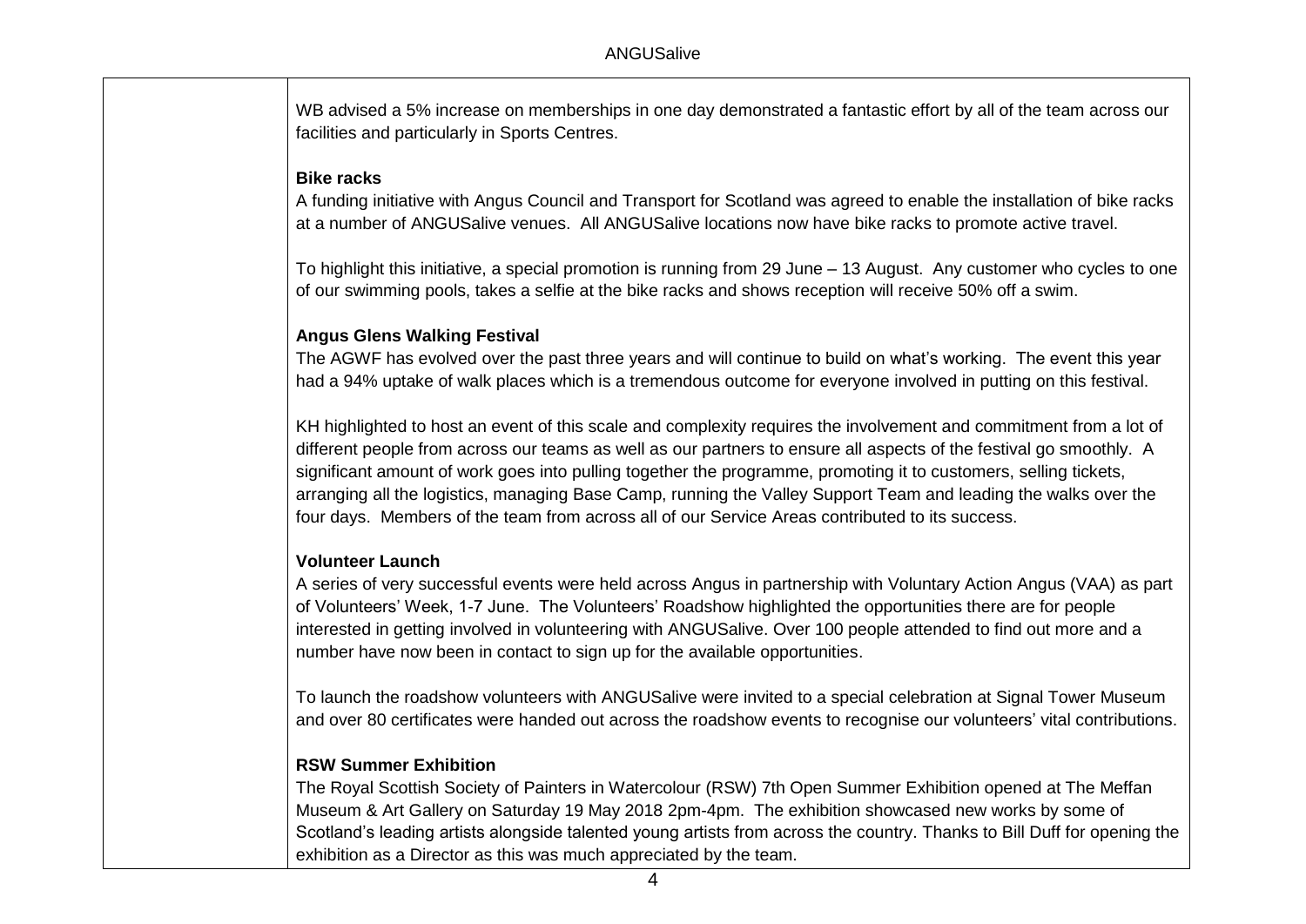WB advised a 5% increase on memberships in one day demonstrated a fantastic effort by all of the team across our facilities and particularly in Sports Centres.

**Bike racks**

A funding initiative with Angus Council and Transport for Scotland was agreed to enable the installation of bike racks at a number of ANGUSalive venues. All ANGUSalive locations now have bike racks to promote active travel.

To highlight this initiative, a special promotion is running from 29 June – 13 August. Any customer who cycles to one of our swimming pools, takes a selfie at the bike racks and shows reception will receive 50% off a swim.

**Angus Glens Walking Festival**

The AGWF has evolved over the past three years and will continue to build on what's working. The event this year had a 94% uptake of walk places which is a tremendous outcome for everyone involved in putting on this festival.

KH highlighted to host an event of this scale and complexity requires the involvement and commitment from a lot of different people from across our teams as well as our partners to ensure all aspects of the festival go smoothly. A significant amount of work goes into pulling together the programme, promoting it to customers, selling tickets, arranging all the logistics, managing Base Camp, running the Valley Support Team and leading the walks over the four days. Members of the team from across all of our Service Areas contributed to its success.

**Volunteer Launch**

A series of very successful events were held across Angus in partnership with Voluntary Action Angus (VAA) as part of Volunteers' Week, 1-7 June. The Volunteers' Roadshow highlighted the opportunities there are for people interested in getting involved in volunteering with ANGUSalive. Over 100 people attended to find out more and a number have now been in contact to sign up for the available opportunities.

To launch the roadshow volunteers with ANGUSalive were invited to a special celebration at Signal Tower Museum and over 80 certificates were handed out across the roadshow events to recognise our volunteers' vital contributions.

**RSW Summer Exhibition**

The Royal Scottish Society of Painters in Watercolour (RSW) 7th Open Summer Exhibition opened at The Meffan Museum & Art Gallery on Saturday 19 May 2018 2pm-4pm. The exhibition showcased new works by some of Scotland's leading artists alongside talented young artists from across the country. Thanks to Bill Duff for opening the exhibition as a Director as this was much appreciated by the team.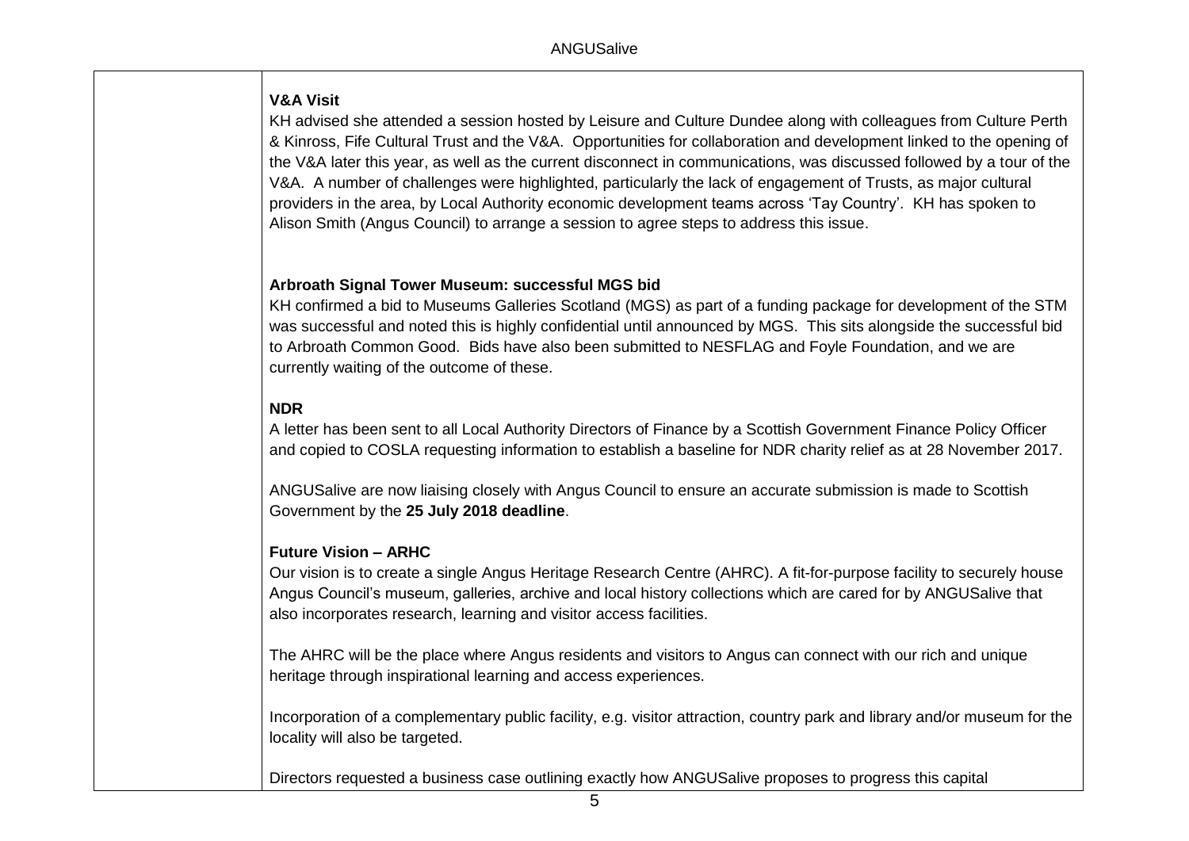**V&A Visit**

KH advised she attended a session hosted by Leisure and Culture Dundee along with colleagues from Culture Perth & Kinross, Fife Cultural Trust and the V&A. Opportunities for collaboration and development linked to the opening of the V&A later this year, as well as the current disconnect in communications, was discussed followed by a tour of the V&A. A number of challenges were highlighted, particularly the lack of engagement of Trusts, as major cultural providers in the area, by Local Authority economic development teams across 'Tay Country'. KH has spoken to Alison Smith (Angus Council) to arrange a session to agree steps to address this issue.

**Arbroath Signal Tower Museum: successful MGS bid**

KH confirmed a bid to Museums Galleries Scotland (MGS) as part of a funding package for development of the STM was successful and noted this is highly confidential until announced by MGS. This sits alongside the successful bid to Arbroath Common Good. Bids have also been submitted to NESFLAG and Foyle Foundation, and we are currently waiting of the outcome of these.

**NDR**

A letter has been sent to all Local Authority Directors of Finance by a Scottish Government Finance Policy Officer and copied to COSLA requesting information to establish a baseline for NDR charity relief as at 28 November 2017.

ANGUSalive are now liaising closely with Angus Council to ensure an accurate submission is made to Scottish Government by the **25 July 2018 deadline**.

**Future Vision – ARHC**

Our vision is to create a single Angus Heritage Research Centre (AHRC). A fit-for-purpose facility to securely house Angus Council's museum, galleries, archive and local history collections which are cared for by ANGUSalive that also incorporates research, learning and visitor access facilities.

The AHRC will be the place where Angus residents and visitors to Angus can connect with our rich and unique heritage through inspirational learning and access experiences.

Incorporation of a complementary public facility, e.g. visitor attraction, country park and library and/or museum for the locality will also be targeted.

Directors requested a business case outlining exactly how ANGUSalive proposes to progress this capital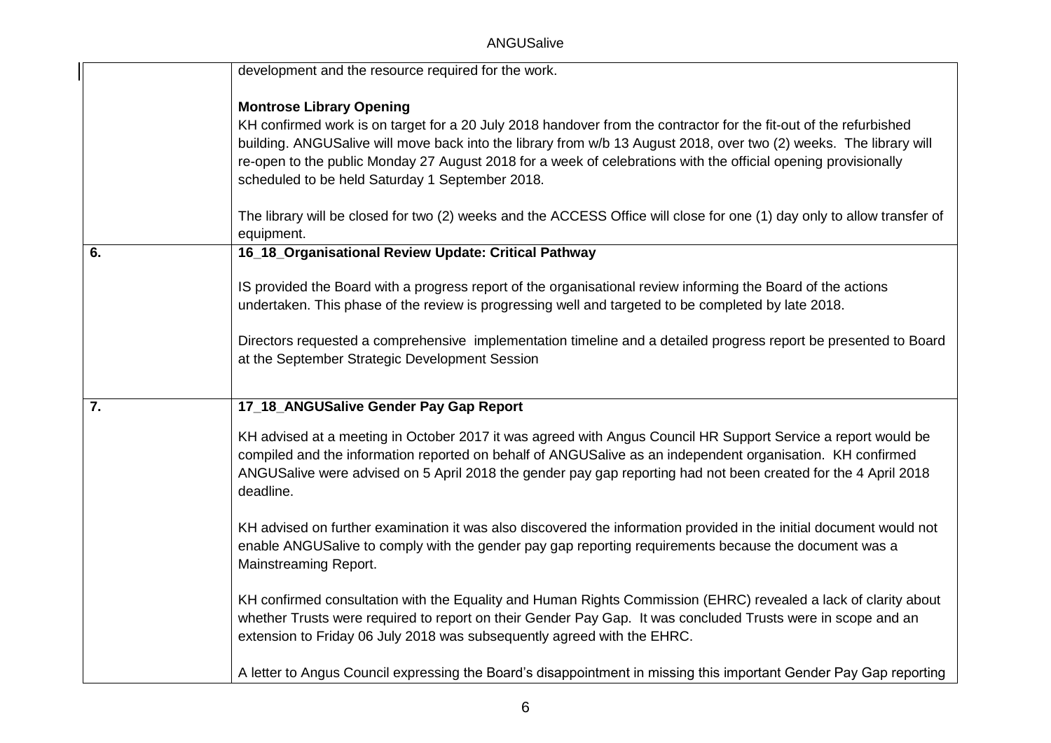| | |
|---|---|
| | development and the resource required for the work.<br><br>**Montrose Library Opening**<br>KH confirmed work is on target for a 20 July 2018 handover from the contractor for the fit-out of the refurbished building. ANGUSalive will move back into the library from w/b 13 August 2018, over two (2) weeks. The library will re-open to the public Monday 27 August 2018 for a week of celebrations with the official opening provisionally scheduled to be held Saturday 1 September 2018.<br><br>The library will be closed for two (2) weeks and the ACCESS Office will close for one (1) day only to allow transfer of equipment. |
| **6.** | **16_18_Organisational Review Update: Critical Pathway**<br><br>IS provided the Board with a progress report of the organisational review informing the Board of the actions undertaken. This phase of the review is progressing well and targeted to be completed by late 2018.<br><br>Directors requested a comprehensive implementation timeline and a detailed progress report be presented to Board at the September Strategic Development Session |
| **7.** | **17_18_ANGUSalive Gender Pay Gap Report**<br><br>KH advised at a meeting in October 2017 it was agreed with Angus Council HR Support Service a report would be compiled and the information reported on behalf of ANGUSalive as an independent organisation. KH confirmed ANGUSalive were advised on 5 April 2018 the gender pay gap reporting had not been created for the 4 April 2018 deadline.<br><br>KH advised on further examination it was also discovered the information provided in the initial document would not enable ANGUSalive to comply with the gender pay gap reporting requirements because the document was a Mainstreaming Report.<br><br>KH confirmed consultation with the Equality and Human Rights Commission (EHRC) revealed a lack of clarity about whether Trusts were required to report on their Gender Pay Gap. It was concluded Trusts were in scope and an extension to Friday 06 July 2018 was subsequently agreed with the EHRC.<br><br>A letter to Angus Council expressing the Board's disappointment in missing this important Gender Pay Gap reporting |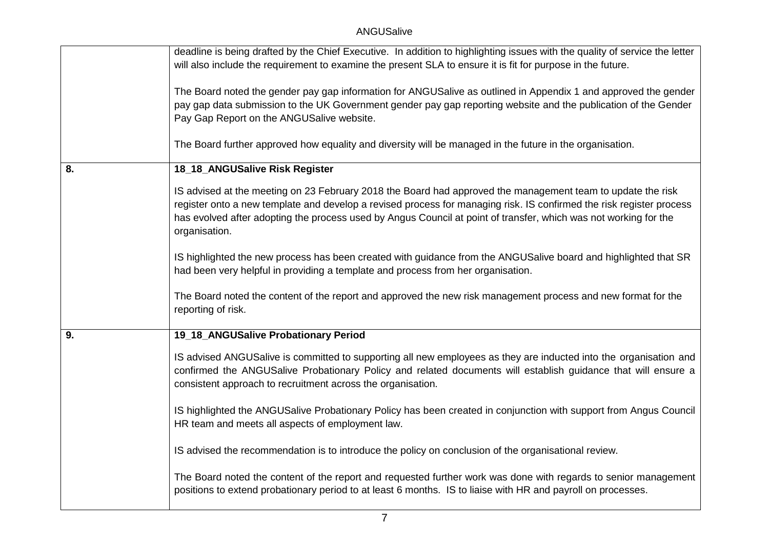| | |
|---|---|
| | deadline is being drafted by the Chief Executive. In addition to highlighting issues with the quality of service the letter will also include the requirement to examine the present SLA to ensure it is fit for purpose in the future.<br><br>The Board noted the gender pay gap information for ANGUSalive as outlined in Appendix 1 and approved the gender pay gap data submission to the UK Government gender pay gap reporting website and the publication of the Gender Pay Gap Report on the ANGUSalive website.<br><br>The Board further approved how equality and diversity will be managed in the future in the organisation. |
| **8.** | **18_18_ANGUSalive Risk Register**<br><br>IS advised at the meeting on 23 February 2018 the Board had approved the management team to update the risk register onto a new template and develop a revised process for managing risk. IS confirmed the risk register process has evolved after adopting the process used by Angus Council at point of transfer, which was not working for the organisation.<br><br>IS highlighted the new process has been created with guidance from the ANGUSalive board and highlighted that SR had been very helpful in providing a template and process from her organisation.<br><br>The Board noted the content of the report and approved the new risk management process and new format for the reporting of risk. |
| **9.** | **19_18_ANGUSalive Probationary Period**<br><br>IS advised ANGUSalive is committed to supporting all new employees as they are inducted into the organisation and confirmed the ANGUSalive Probationary Policy and related documents will establish guidance that will ensure a consistent approach to recruitment across the organisation.<br><br>IS highlighted the ANGUSalive Probationary Policy has been created in conjunction with support from Angus Council HR team and meets all aspects of employment law.<br><br>IS advised the recommendation is to introduce the policy on conclusion of the organisational review.<br><br>The Board noted the content of the report and requested further work was done with regards to senior management positions to extend probationary period to at least 6 months. IS to liaise with HR and payroll on processes. |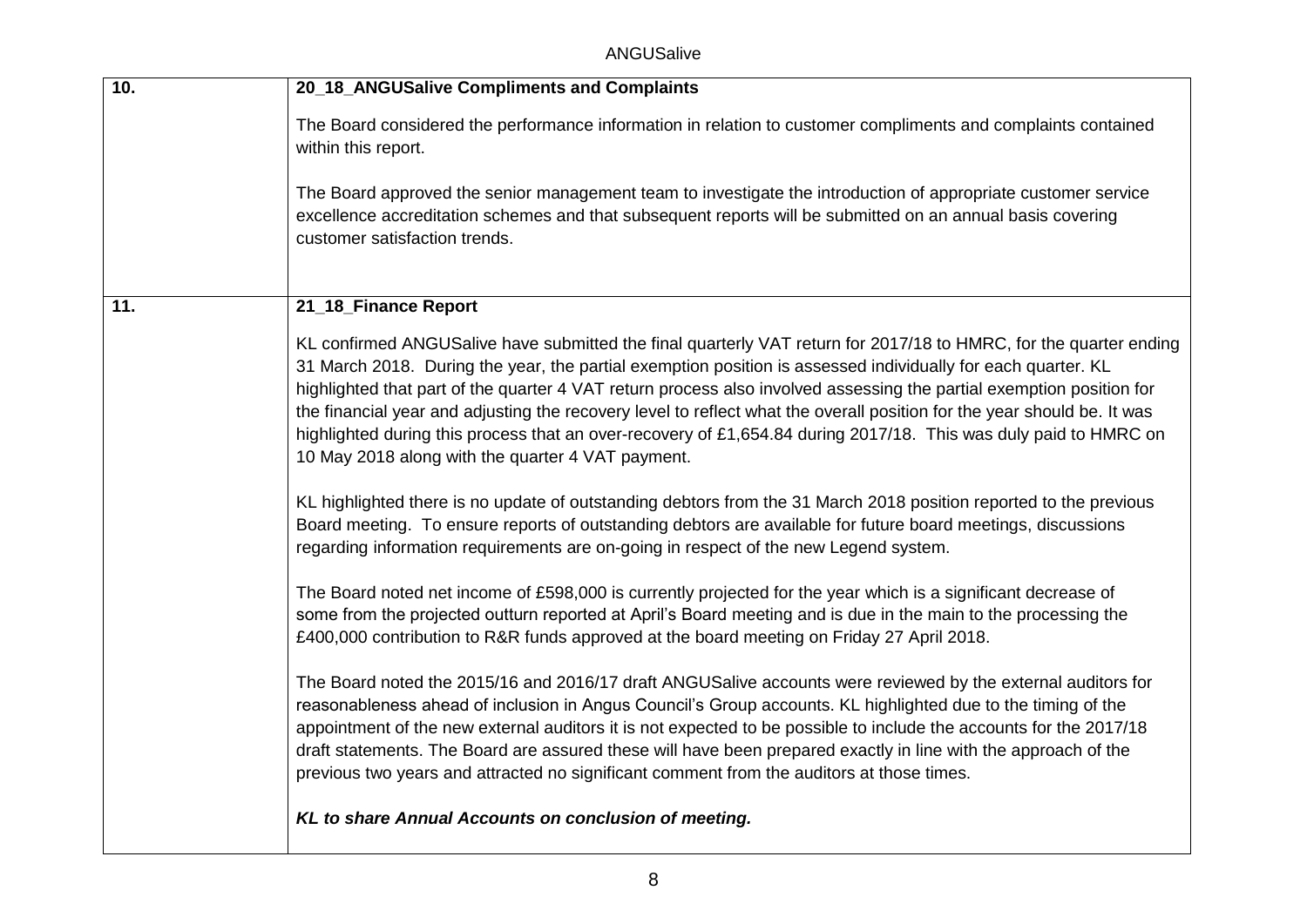| | |
|---|---|
| **10.** | **20_18_ANGUSalive Compliments and Complaints**<br><br>The Board considered the performance information in relation to customer compliments and complaints contained within this report.<br><br>The Board approved the senior management team to investigate the introduction of appropriate customer service excellence accreditation schemes and that subsequent reports will be submitted on an annual basis covering customer satisfaction trends. |
| **11.** | **21_18_Finance Report**<br><br>KL confirmed ANGUSalive have submitted the final quarterly VAT return for 2017/18 to HMRC, for the quarter ending 31 March 2018. During the year, the partial exemption position is assessed individually for each quarter. KL highlighted that part of the quarter 4 VAT return process also involved assessing the partial exemption position for the financial year and adjusting the recovery level to reflect what the overall position for the year should be. It was highlighted during this process that an over-recovery of £1,654.84 during 2017/18. This was duly paid to HMRC on 10 May 2018 along with the quarter 4 VAT payment.<br><br>KL highlighted there is no update of outstanding debtors from the 31 March 2018 position reported to the previous Board meeting. To ensure reports of outstanding debtors are available for future board meetings, discussions regarding information requirements are on-going in respect of the new Legend system.<br><br>The Board noted net income of £598,000 is currently projected for the year which is a significant decrease of some from the projected outturn reported at April's Board meeting and is due in the main to the processing the £400,000 contribution to R&R funds approved at the board meeting on Friday 27 April 2018.<br><br>The Board noted the 2015/16 and 2016/17 draft ANGUSalive accounts were reviewed by the external auditors for reasonableness ahead of inclusion in Angus Council's Group accounts. KL highlighted due to the timing of the appointment of the new external auditors it is not expected to be possible to include the accounts for the 2017/18 draft statements. The Board are assured these will have been prepared exactly in line with the approach of the previous two years and attracted no significant comment from the auditors at those times.<br><br>***KL to share Annual Accounts on conclusion of meeting.*** |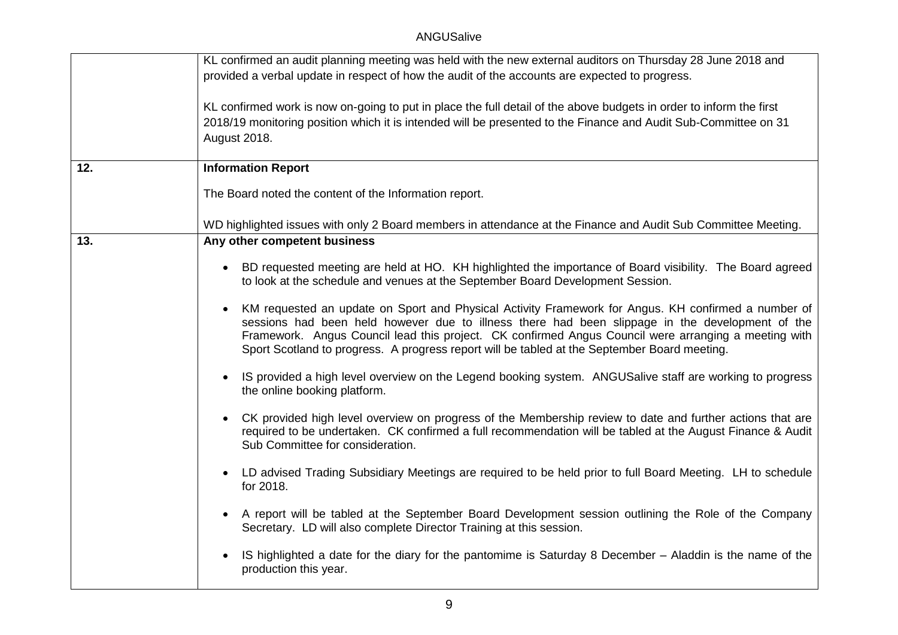| | |
|---|---|
| | KL confirmed an audit planning meeting was held with the new external auditors on Thursday 28 June 2018 and provided a verbal update in respect of how the audit of the accounts are expected to progress.<br><br>KL confirmed work is now on-going to put in place the full detail of the above budgets in order to inform the first 2018/19 monitoring position which it is intended will be presented to the Finance and Audit Sub-Committee on 31 August 2018. |
| **12.** | **Information Report**<br><br>The Board noted the content of the Information report.<br><br>WD highlighted issues with only 2 Board members in attendance at the Finance and Audit Sub Committee Meeting. |
| **13.** | **Any other competent business**<br><br>• BD requested meeting are held at HO. KH highlighted the importance of Board visibility. The Board agreed to look at the schedule and venues at the September Board Development Session.<br><br>• KM requested an update on Sport and Physical Activity Framework for Angus. KH confirmed a number of sessions had been held however due to illness there had been slippage in the development of the Framework. Angus Council lead this project. CK confirmed Angus Council were arranging a meeting with Sport Scotland to progress. A progress report will be tabled at the September Board meeting.<br><br>• IS provided a high level overview on the Legend booking system. ANGUSalive staff are working to progress the online booking platform.<br><br>• CK provided high level overview on progress of the Membership review to date and further actions that are required to be undertaken. CK confirmed a full recommendation will be tabled at the August Finance & Audit Sub Committee for consideration.<br><br>• LD advised Trading Subsidiary Meetings are required to be held prior to full Board Meeting. LH to schedule for 2018.<br><br>• A report will be tabled at the September Board Development session outlining the Role of the Company Secretary. LD will also complete Director Training at this session.<br><br>• IS highlighted a date for the diary for the pantomime is Saturday 8 December – Aladdin is the name of the production this year. |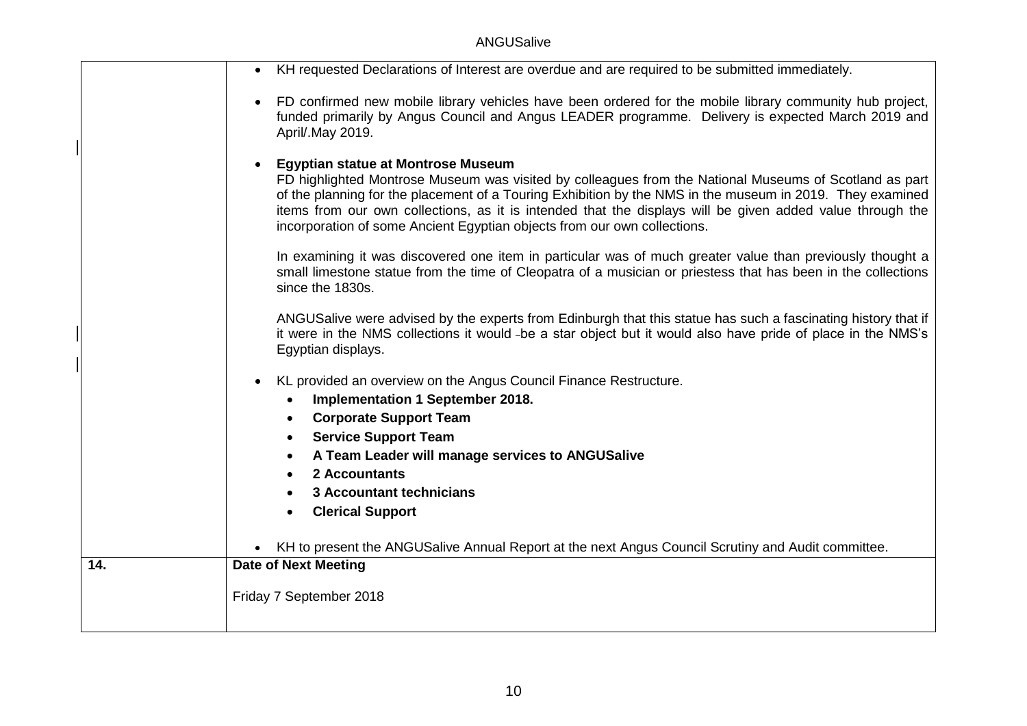| | |
|---|---|
| | • KH requested Declarations of Interest are overdue and are required to be submitted immediately.<br><br>• FD confirmed new mobile library vehicles have been ordered for the mobile library community hub project, funded primarily by Angus Council and Angus LEADER programme. Delivery is expected March 2019 and April/.May 2019.<br><br>• **Egyptian statue at Montrose Museum**<br>FD highlighted Montrose Museum was visited by colleagues from the National Museums of Scotland as part of the planning for the placement of a Touring Exhibition by the NMS in the museum in 2019. They examined items from our own collections, as it is intended that the displays will be given added value through the incorporation of some Ancient Egyptian objects from our own collections.<br><br>In examining it was discovered one item in particular was of much greater value than previously thought a small limestone statue from the time of Cleopatra of a musician or priestess that has been in the collections since the 1830s.<br><br>ANGUSalive were advised by the experts from Edinburgh that this statue has such a fascinating history that if it were in the NMS collections it would be a star object but it would also have pride of place in the NMS's Egyptian displays.<br><br>• KL provided an overview on the Angus Council Finance Restructure.<br>&nbsp;&nbsp;• **Implementation 1 September 2018.**<br>&nbsp;&nbsp;• **Corporate Support Team**<br>&nbsp;&nbsp;• **Service Support Team**<br>&nbsp;&nbsp;• **A Team Leader will manage services to ANGUSalive**<br>&nbsp;&nbsp;• **2 Accountants**<br>&nbsp;&nbsp;• **3 Accountant technicians**<br>&nbsp;&nbsp;• **Clerical Support**<br><br>• KH to present the ANGUSalive Annual Report at the next Angus Council Scrutiny and Audit committee. |
| **14.** | **Date of Next Meeting**<br><br>Friday 7 September 2018 |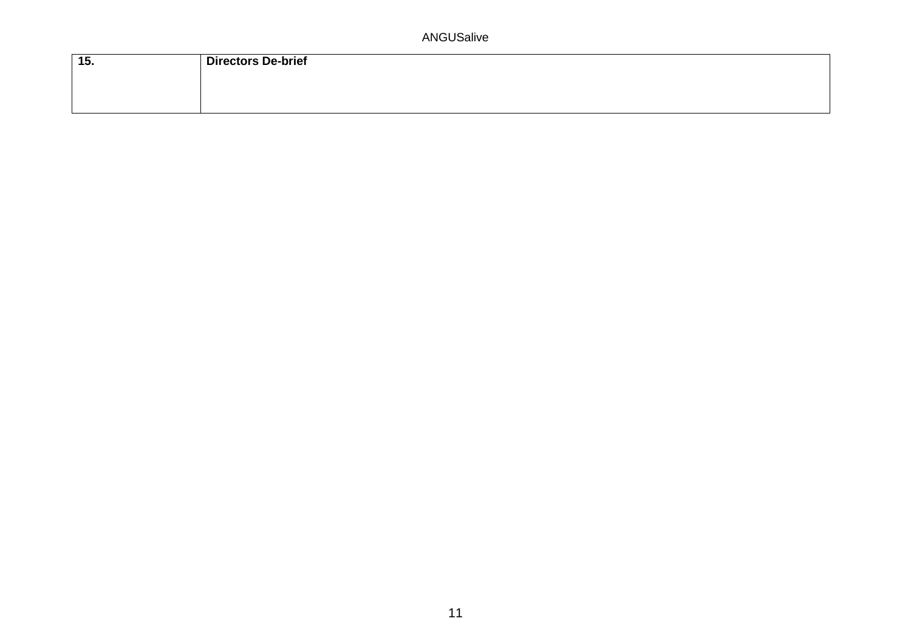| | |
|---|---|
| **15.** | **Directors De-brief** |